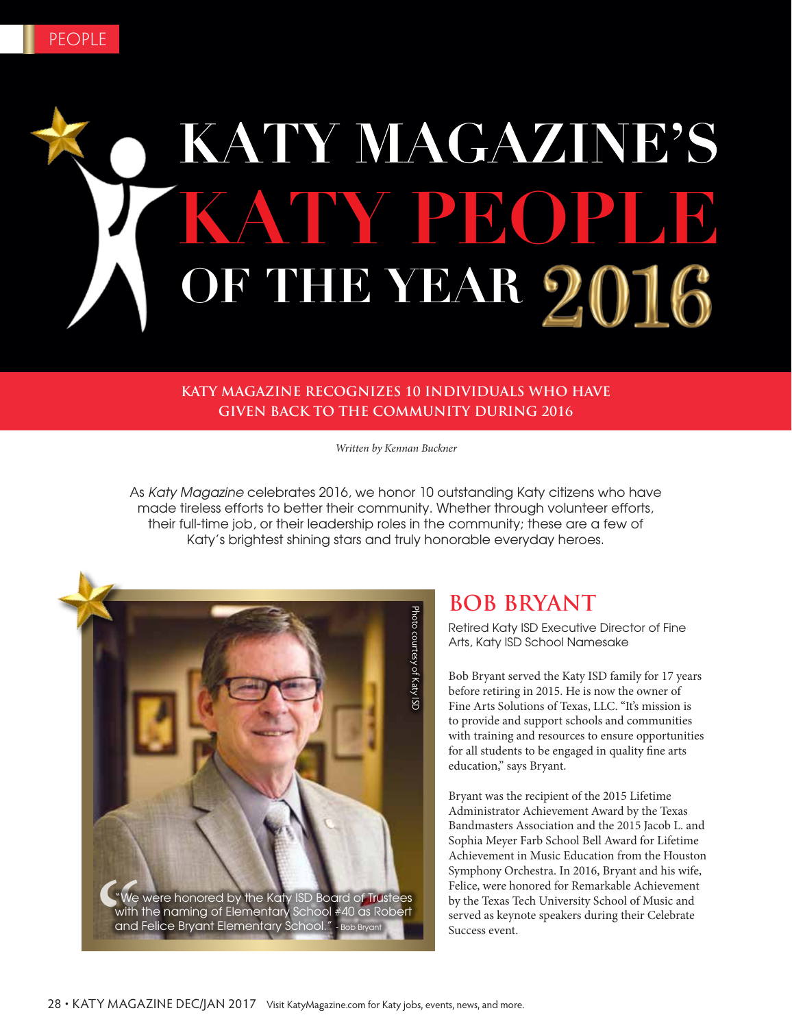PEOPLE

# KATY MAGAZINE'S KATY PEOPLE OF THE YEAR 2016

**KATY MAGAZINE RECOGNIZES 10 INDIVIDUALS WHO HAVE GIVEN BACK TO THE COMMUNITY DURING 2016**

*Written by Kennan Buckner*

As *Katy Magazine* celebrates 2016, we honor 10 outstanding Katy citizens who have made tireless efforts to better their community. Whether through volunteer efforts, their full-time job, or their leadership roles in the community; these are a few of Katy's brightest shining stars and truly honorable everyday heroes.

Photo courtesy of Katy ISD

"We were honored by the Katy ISD Board of Trustees with the naming of Elementary School #40 as Robert and Felice Bryant Elementary School." - Bob Bryant

## BOB BRYANT

Retired Katy ISD Executive Director of Fine Arts, Katy ISD School Namesake

Bob Bryant served the Katy ISD family for 17 years before retiring in 2015. He is now the owner of Fine Arts Solutions of Texas, LLC. "It's mission is to provide and support schools and communities with training and resources to ensure opportunities for all students to be engaged in quality fine arts education," says Bryant.

Bryant was the recipient of the 2015 Lifetime Administrator Achievement Award by the Texas Bandmasters Association and the 2015 Jacob L. and Sophia Meyer Farb School Bell Award for Lifetime Achievement in Music Education from the Houston Symphony Orchestra. In 2016, Bryant and his wife, Felice, were honored for Remarkable Achievement by the Texas Tech University School of Music and served as keynote speakers during their Celebrate Success event.

Visit KatyMagazine.com for Katy jobs, events, news, and more.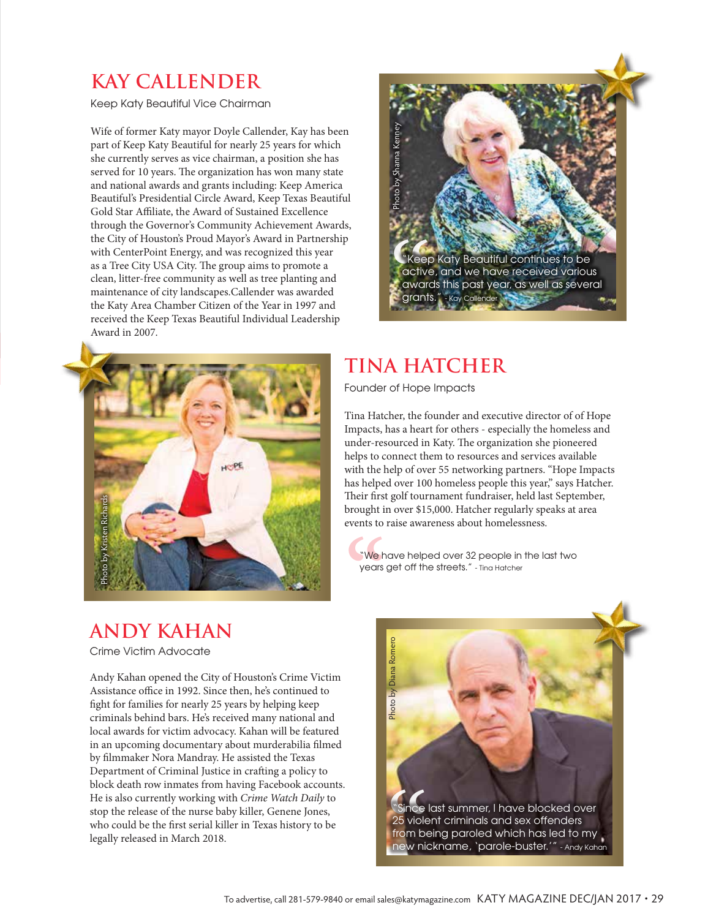## KAY CALLENDER

Keep Katy Beautiful Vice Chairman

Wife of former Katy mayor Doyle Callender, Kay has been part of Keep Katy Beautiful for nearly 25 years for which she currently serves as vice chairman, a position she has served for 10 years. The organization has won many state and national awards and grants including: Keep America Beautiful's Presidential Circle Award, Keep Texas Beautiful Gold Star Affiliate, the Award of Sustained Excellence through the Governor's Community Achievement Awards, the City of Houston's Proud Mayor's Award in Partnership with CenterPoint Energy, and was recognized this year as a Tree City USA City. The group aims to promote a clean, litter-free community as well as tree planting and maintenance of city landscapes.Callender was awarded the Katy Area Chamber Citizen of the Year in 1997 and received the Keep Texas Beautiful Individual Leadership Award in 2007.

Photo by Shanna Kenney

"Keep Katy Beautiful continues to be active, and we have received various awards this past year, as well as several grants." - Kay Callender

## TINA HATCHER

Founder of Hope Impacts

Photo by Kristen Richards

Tina Hatcher, the founder and executive director of of Hope Impacts, has a heart for others - especially the homeless and under-resourced in Katy. The organization she pioneered helps to connect them to resources and services available with the help of over 55 networking partners. "Hope Impacts has helped over 100 homeless people this year," says Hatcher. Their first golf tournament fundraiser, held last September, brought in over $15,000. Hatcher regularly speaks at area events to raise awareness about homelessness.

"We have helped over 32 people in the last two years get off the streets." - Tina Hatcher

## ANDY KAHAN

Crime Victim Advocate

Andy Kahan opened the City of Houston's Crime Victim Assistance office in 1992. Since then, he's continued to fight for families for nearly 25 years by helping keep criminals behind bars. He's received many national and local awards for victim advocacy. Kahan will be featured in an upcoming documentary about murderabilia filmed by filmmaker Nora Mandray. He assisted the Texas Department of Criminal Justice in crafting a policy to block death row inmates from having Facebook accounts. He is also currently working with *Crime Watch Daily* to stop the release of the nurse baby killer, Genene Jones, who could be the first serial killer in Texas history to be legally released in March 2018.

Photo by Diana Romero

"Since last summer, I have blocked over 25 violent criminals and sex offenders from being paroled which has led to my new nickname, 'parole-buster.'" - Andy Kahan

To advertise, call 281-579-9840 or email sales@katymagazine.com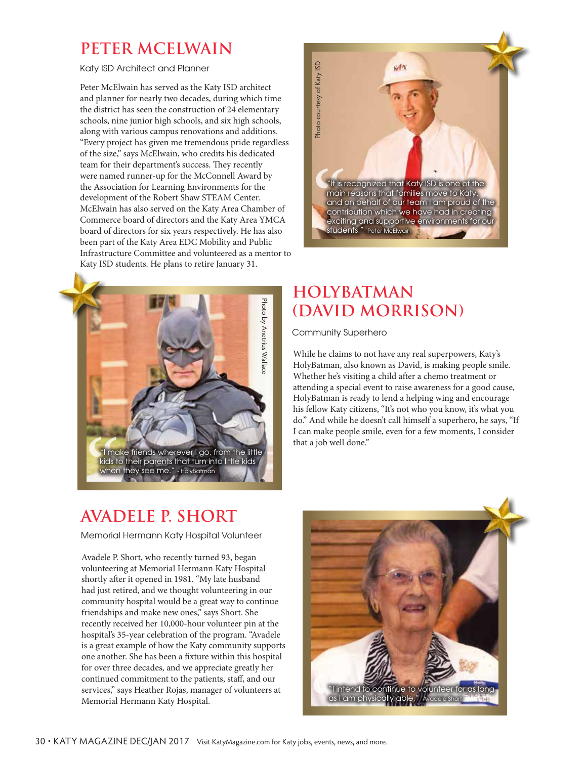## PETER MCELWAIN

Katy ISD Architect and Planner

Peter McElwain has served as the Katy ISD architect and planner for nearly two decades, during which time the district has seen the construction of 24 elementary schools, nine junior high schools, and six high schools, along with various campus renovations and additions. "Every project has given me tremendous pride regardless of the size," says McElwain, who credits his dedicated team for their department's success. They recently were named runner-up for the McConnell Award by the Association for Learning Environments for the development of the Robert Shaw STEAM Center. McElwain has also served on the Katy Area Chamber of Commerce board of directors and the Katy Area YMCA board of directors for six years respectively. He has also been part of the Katy Area EDC Mobility and Public Infrastructure Committee and volunteered as a mentor to Katy ISD students. He plans to retire January 31.

Photo courtesy of Katy ISD

"It is recognized that Katy ISD is one of the main reasons that families move to Katy, and on behalf of our team I am proud of the contribution which we have had in creating exciting and supportive environments for our students." - Peter McElwain

## HOLYBATMAN (DAVID MORRISON)

Community Superhero

While he claims to not have any real superpowers, Katy's HolyBatman, also known as David, is making people smile. Whether he's visiting a child after a chemo treatment or attending a special event to raise awareness for a good cause, HolyBatman is ready to lend a helping wing and encourage his fellow Katy citizens, "It's not who you know, it's what you do." And while he doesn't call himself a superhero, he says, "If I can make people smile, even for a few moments, I consider that a job well done."

Photo by Anetrius Wallace

"I make friends wherever I go, from the little kids to their parents that turn into little kids when they see me." - HolyBatman

## AVADELE P. SHORT

Memorial Hermann Katy Hospital Volunteer

Avadele P. Short, who recently turned 93, began volunteering at Memorial Hermann Katy Hospital shortly after it opened in 1981. "My late husband had just retired, and we thought volunteering in our community hospital would be a great way to continue friendships and make new ones," says Short. She recently received her 10,000-hour volunteer pin at the hospital's 35-year celebration of the program. "Avadele is a great example of how the Katy community supports one another. She has been a fixture within this hospital for over three decades, and we appreciate greatly her continued commitment to the patients, staff, and our services," says Heather Rojas, manager of volunteers at Memorial Hermann Katy Hospital.

"I intend to continue to volunteer for as long as I am physically able." - Avadele Short

Visit KatyMagazine.com for Katy jobs, events, news, and more.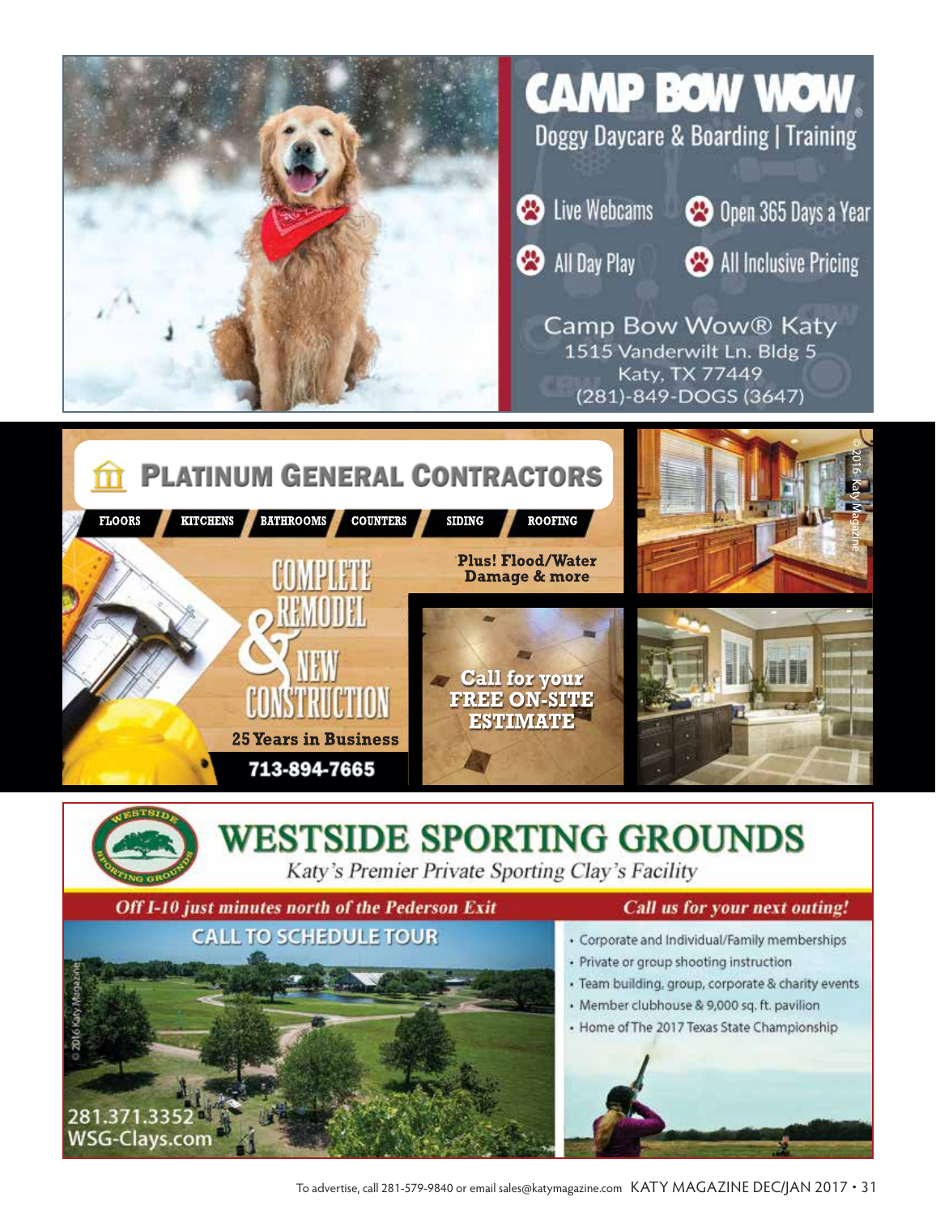# CAMP BOW WOW®

Doggy Daycare & Boarding | Training

- Live Webcams
- Open 365 Days a Year
- All Day Play
- All Inclusive Pricing

Camp Bow Wow® Katy
1515 Vanderwilt Ln. Bldg 5
Katy, TX 77449
(281)-849-DOGS (3647)

# PLATINUM GENERAL CONTRACTORS

FLOORS | KITCHENS | BATHROOMS | COUNTERS | SIDING | ROOFING

**Plus! Flood/Water Damage & more**

COMPLETE REMODEL & NEW CONSTRUCTION

**25 Years in Business**

**713-894-7665**

**Call for your FREE ON-SITE ESTIMATE**

©2016 Katy Magazine

# WESTSIDE SPORTING GROUNDS

*Katy's Premier Private Sporting Clay's Facility*

*Off I-10 just minutes north of the Pederson Exit*

*Call us for your next outing!*

CALL TO SCHEDULE TOUR

- Corporate and Individual/Family memberships
- Private or group shooting instruction
- Team building, group, corporate & charity events
- Member clubhouse & 9,000 sq. ft. pavilion
- Home of The 2017 Texas State Championship

281.371.3352
WSG-Clays.com

© 2016 Katy Magazine

To advertise, call 281-579-9840 or email sales@katymagazine.com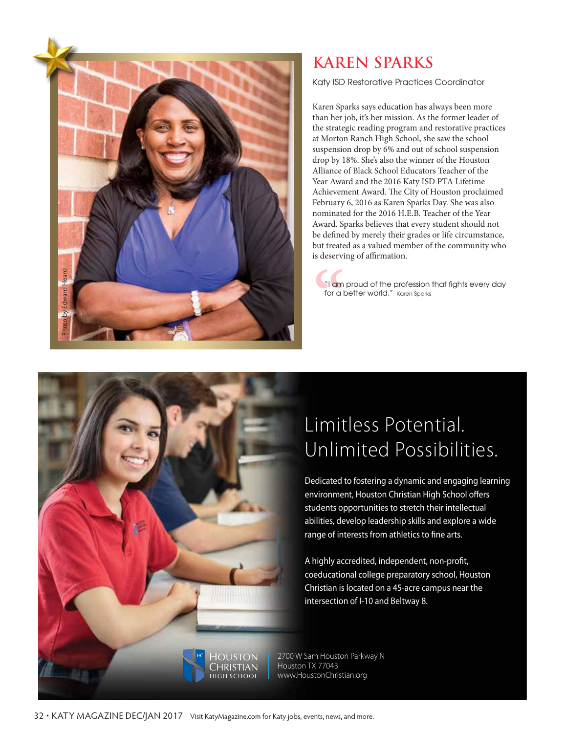# KAREN SPARKS

Katy ISD Restorative Practices Coordinator

Photo by Edward Heard

Karen Sparks says education has always been more than her job, it's her mission. As the former leader of the strategic reading program and restorative practices at Morton Ranch High School, she saw the school suspension drop by 6% and out of school suspension drop by 18%. She's also the winner of the Houston Alliance of Black School Educators Teacher of the Year Award and the 2016 Katy ISD PTA Lifetime Achievement Award. The City of Houston proclaimed February 6, 2016 as Karen Sparks Day. She was also nominated for the 2016 H.E.B. Teacher of the Year Award. Sparks believes that every student should not be defined by merely their grades or life circumstance, but treated as a valued member of the community who is deserving of affirmation.

> "I am proud of the profession that fights every day for a better world." -Karen Sparks

## Limitless Potential. Unlimited Possibilities.

Dedicated to fostering a dynamic and engaging learning environment, Houston Christian High School offers students opportunities to stretch their intellectual abilities, develop leadership skills and explore a wide range of interests from athletics to fine arts.

A highly accredited, independent, non-profit, coeducational college preparatory school, Houston Christian is located on a 45-acre campus near the intersection of I-10 and Beltway 8.

HC Houston Christian High School

2700 W Sam Houston Parkway N
Houston TX 77043
www.HoustonChristian.org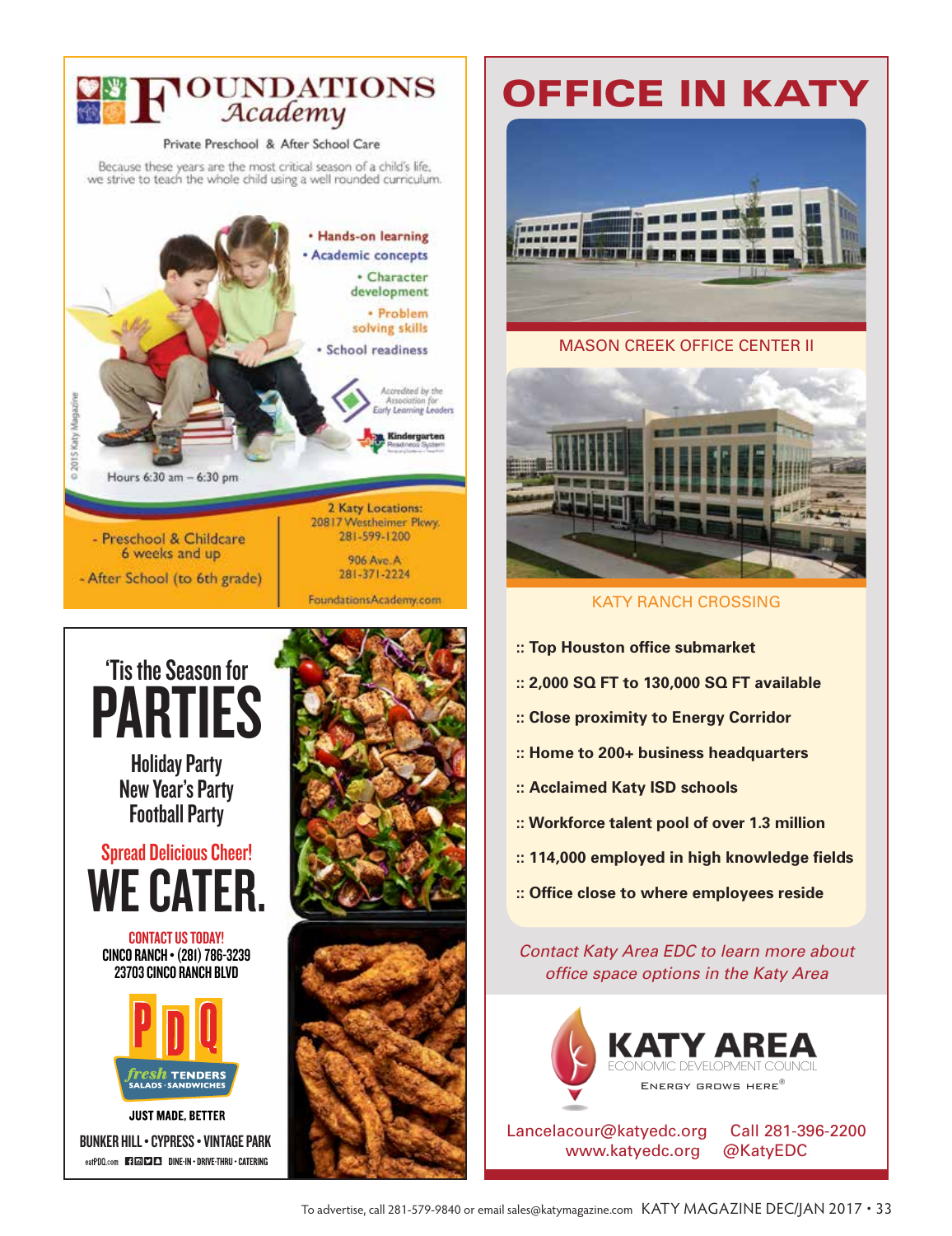# FOUNDATIONS Academy

Private Preschool & After School Care

Because these years are the most critical season of a child's life, we strive to teach the whole child using a well rounded curriculum.

- Hands-on learning
- Academic concepts
- Character development
- Problem solving skills
- School readiness

Accredited by the Association for Early Learning Leaders

Kindergarten Readiness System

© 2015 Katy Magazine

Hours 6:30 am – 6:30 pm

- Preschool & Childcare 6 weeks and up
- After School (to 6th grade)

2 Katy Locations:
20817 Westheimer Pkwy.
281-599-1200

906 Ave. A
281-371-2224

FoundationsAcademy.com

---

## 'Tis the Season for PARTIES

Holiday Party
New Year's Party
Football Party

Spread Delicious Cheer!

## WE CATER.

CONTACT US TODAY!
CINCO RANCH • (281) 786-3239
23703 CINCO RANCH BLVD

PDQ
fresh TENDERS
SALADS · SANDWICHES

JUST MADE, BETTER

BUNKER HILL • CYPRESS • VINTAGE PARK

eatPDQ.com DINE-IN • DRIVE-THRU • CATERING

---

# OFFICE IN KATY

MASON CREEK OFFICE CENTER II

KATY RANCH CROSSING

- :: Top Houston office submarket
- :: 2,000 SQ FT to 130,000 SQ FT available
- :: Close proximity to Energy Corridor
- :: Home to 200+ business headquarters
- :: Acclaimed Katy ISD schools
- :: Workforce talent pool of over 1.3 million
- :: 114,000 employed in high knowledge fields
- :: Office close to where employees reside

*Contact Katy Area EDC to learn more about office space options in the Katy Area*

KATY AREA
ECONOMIC DEVELOPMENT COUNCIL
ENERGY GROWS HERE®

Lancelacour@katyedc.org Call 281-396-2200
www.katyedc.org @KatyEDC

To advertise, call 281-579-9840 or email sales@katymagazine.com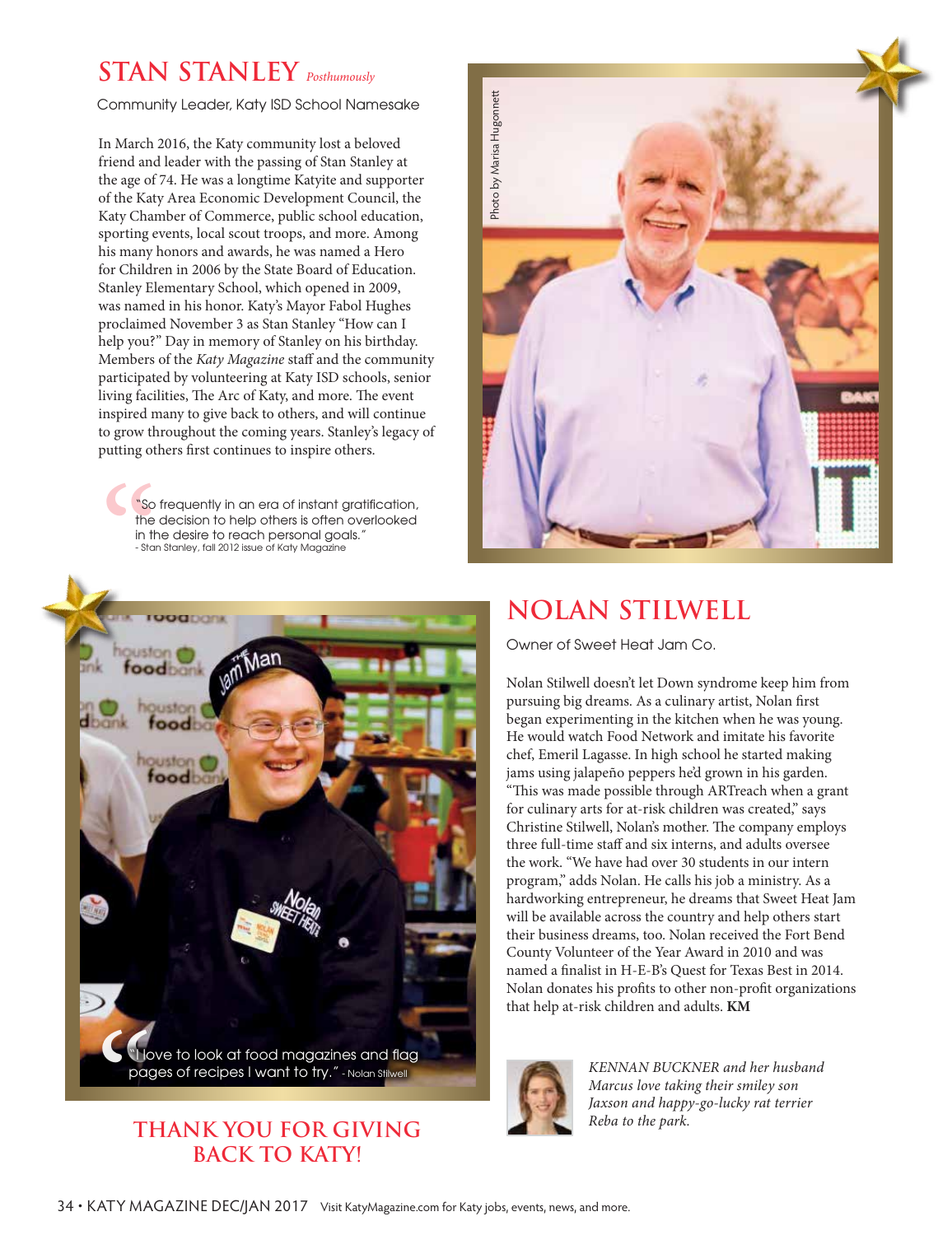## STAN STANLEY *Posthumously*

Community Leader, Katy ISD School Namesake

In March 2016, the Katy community lost a beloved friend and leader with the passing of Stan Stanley at the age of 74. He was a longtime Katyite and supporter of the Katy Area Economic Development Council, the Katy Chamber of Commerce, public school education, sporting events, local scout troops, and more. Among his many honors and awards, he was named a Hero for Children in 2006 by the State Board of Education. Stanley Elementary School, which opened in 2009, was named in his honor. Katy's Mayor Fabol Hughes proclaimed November 3 as Stan Stanley "How can I help you?" Day in memory of Stanley on his birthday. Members of the *Katy Magazine* staff and the community participated by volunteering at Katy ISD schools, senior living facilities, The Arc of Katy, and more. The event inspired many to give back to others, and will continue to grow throughout the coming years. Stanley's legacy of putting others first continues to inspire others.

> "So frequently in an era of instant gratification, the decision to help others is often overlooked in the desire to reach personal goals."
> - Stan Stanley, fall 2012 issue of Katy Magazine

Photo by Marisa Hugonnett

## NOLAN STILWELL

Owner of Sweet Heat Jam Co.

Nolan Stilwell doesn't let Down syndrome keep him from pursuing big dreams. As a culinary artist, Nolan first began experimenting in the kitchen when he was young. He would watch Food Network and imitate his favorite chef, Emeril Lagasse. In high school he started making jams using jalapeño peppers he'd grown in his garden. "This was made possible through ARTreach when a grant for culinary arts for at-risk children was created," says Christine Stilwell, Nolan's mother. The company employs three full-time staff and six interns, and adults oversee the work. "We have had over 30 students in our intern program," adds Nolan. He calls his job a ministry. As a hardworking entrepreneur, he dreams that Sweet Heat Jam will be available across the country and help others start their business dreams, too. Nolan received the Fort Bend County Volunteer of the Year Award in 2010 and was named a finalist in H-E-B's Quest for Texas Best in 2014. Nolan donates his profits to other non-profit organizations that help at-risk children and adults. **KM**

> "I love to look at food magazines and flag pages of recipes I want to try." - Nolan Stilwell

## THANK YOU FOR GIVING BACK TO KATY!

*KENNAN BUCKNER and her husband Marcus love taking their smiley son Jaxson and happy-go-lucky rat terrier Reba to the park.*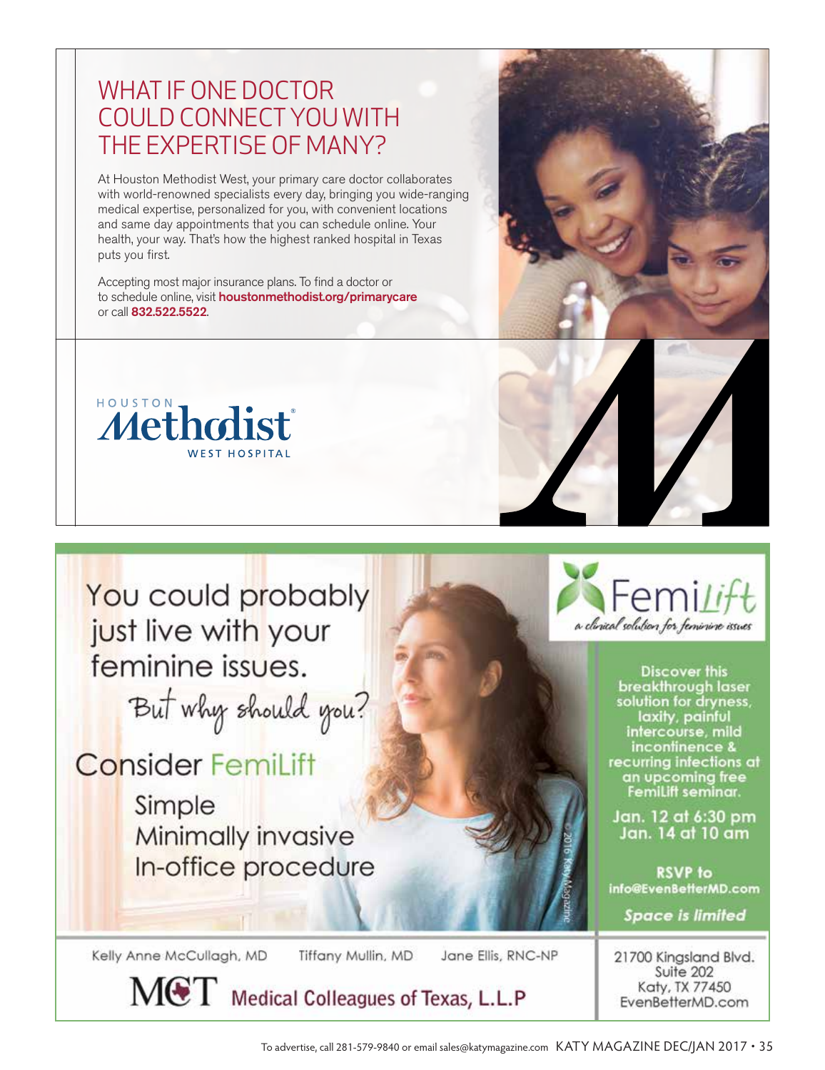# WHAT IF ONE DOCTOR COULD CONNECT YOU WITH THE EXPERTISE OF MANY?

At Houston Methodist West, your primary care doctor collaborates with world-renowned specialists every day, bringing you wide-ranging medical expertise, personalized for you, with convenient locations and same day appointments that you can schedule online. Your health, your way. That's how the highest ranked hospital in Texas puts you first.

Accepting most major insurance plans. To find a doctor or to schedule online, visit **houstonmethodist.org/primarycare** or call **832.522.5522**.

HOUSTON Methodist® WEST HOSPITAL

---

You could probably just live with your feminine issues.

*But why should you?*

Consider FemiLift

Simple
Minimally invasive
In-office procedure

FemiLift
*a clinical solution for feminine issues*

**Discover this breakthrough laser solution for dryness, laxity, painful intercourse, mild incontinence & recurring infections at an upcoming free FemiLift seminar.**

**Jan. 12 at 6:30 pm**
**Jan. 14 at 10 am**

**RSVP to**
**info@EvenBetterMD.com**

***Space is limited***

Kelly Anne McCullagh, MD    Tiffany Mullin, MD    Jane Ellis, RNC-NP

MCT Medical Colleagues of Texas, L.L.P

21700 Kingsland Blvd.
Suite 202
Katy, TX 77450
EvenBetterMD.com

© 2016 Katy Magazine

To advertise, call 281-579-9840 or email sales@katymagazine.com